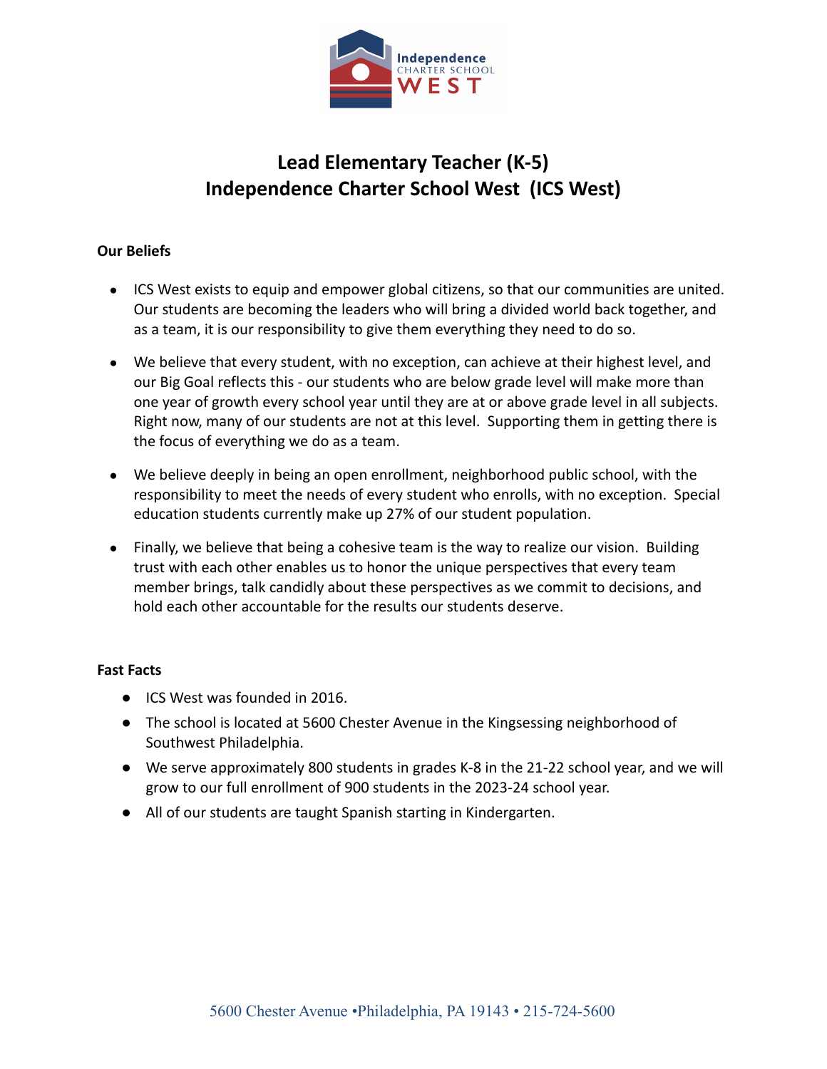# Lead Elementary Teacher (K-5)
# Independence Charter School West (ICS West)

**Our Beliefs**

- ICS West exists to equip and empower global citizens, so that our communities are united. Our students are becoming the leaders who will bring a divided world back together, and as a team, it is our responsibility to give them everything they need to do so.
- We believe that every student, with no exception, can achieve at their highest level, and our Big Goal reflects this - our students who are below grade level will make more than one year of growth every school year until they are at or above grade level in all subjects. Right now, many of our students are not at this level. Supporting them in getting there is the focus of everything we do as a team.
- We believe deeply in being an open enrollment, neighborhood public school, with the responsibility to meet the needs of every student who enrolls, with no exception. Special education students currently make up 27% of our student population.
- Finally, we believe that being a cohesive team is the way to realize our vision. Building trust with each other enables us to honor the unique perspectives that every team member brings, talk candidly about these perspectives as we commit to decisions, and hold each other accountable for the results our students deserve.

**Fast Facts**

- ICS West was founded in 2016.
- The school is located at 5600 Chester Avenue in the Kingsessing neighborhood of Southwest Philadelphia.
- We serve approximately 800 students in grades K-8 in the 21-22 school year, and we will grow to our full enrollment of 900 students in the 2023-24 school year.
- All of our students are taught Spanish starting in Kindergarten.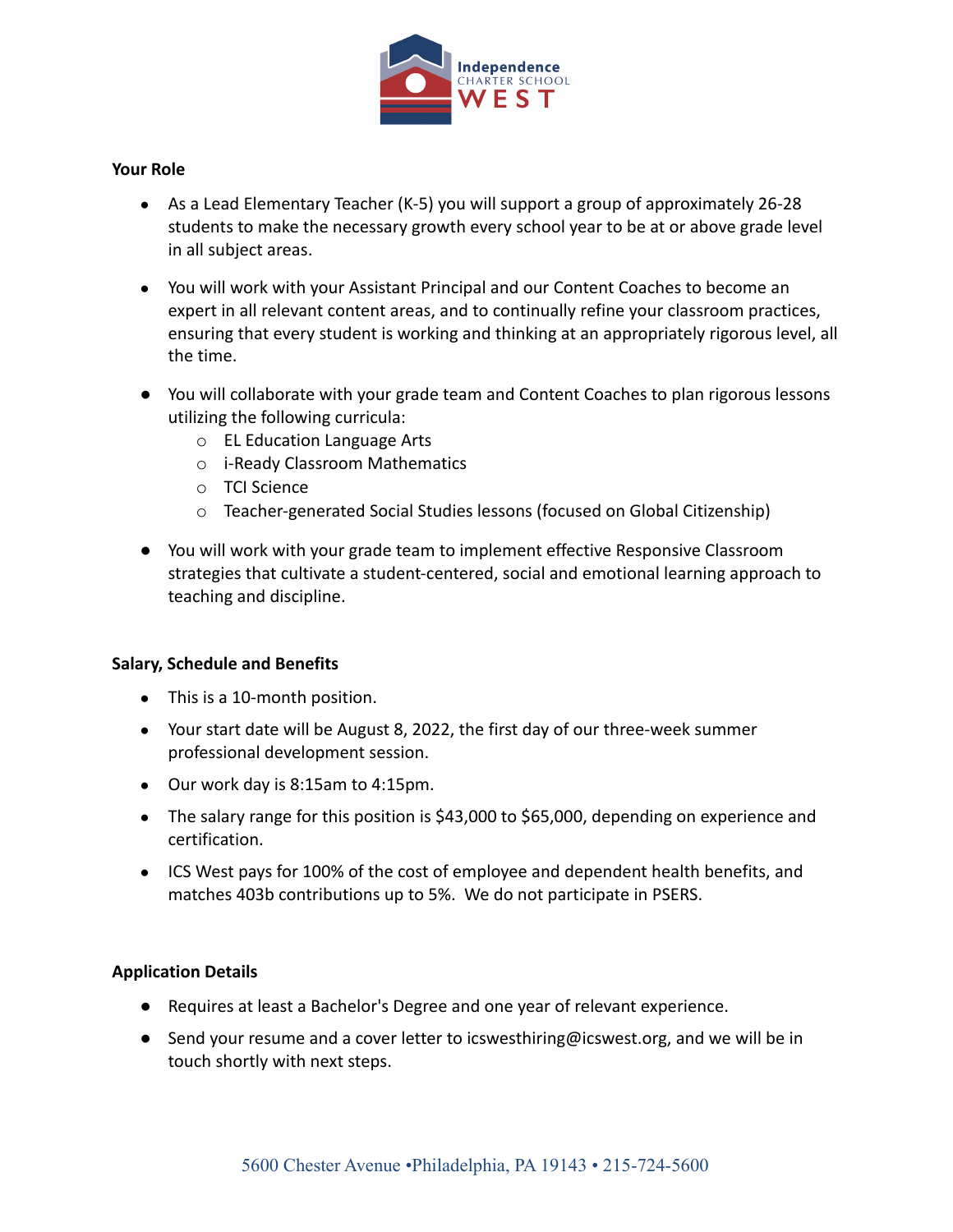## Your Role

- As a Lead Elementary Teacher (K-5) you will support a group of approximately 26-28 students to make the necessary growth every school year to be at or above grade level in all subject areas.
- You will work with your Assistant Principal and our Content Coaches to become an expert in all relevant content areas, and to continually refine your classroom practices, ensuring that every student is working and thinking at an appropriately rigorous level, all the time.
- You will collaborate with your grade team and Content Coaches to plan rigorous lessons utilizing the following curricula:
  - EL Education Language Arts
  - i-Ready Classroom Mathematics
  - TCI Science
  - Teacher-generated Social Studies lessons (focused on Global Citizenship)
- You will work with your grade team to implement effective Responsive Classroom strategies that cultivate a student-centered, social and emotional learning approach to teaching and discipline.

## Salary, Schedule and Benefits

- This is a 10-month position.
- Your start date will be August 8, 2022, the first day of our three-week summer professional development session.
- Our work day is 8:15am to 4:15pm.
- The salary range for this position is $43,000 to $65,000, depending on experience and certification.
- ICS West pays for 100% of the cost of employee and dependent health benefits, and matches 403b contributions up to 5%. We do not participate in PSERS.

## Application Details

- Requires at least a Bachelor's Degree and one year of relevant experience.
- Send your resume and a cover letter to icswesthiring@icswest.org, and we will be in touch shortly with next steps.

5600 Chester Avenue •Philadelphia, PA 19143 • 215-724-5600